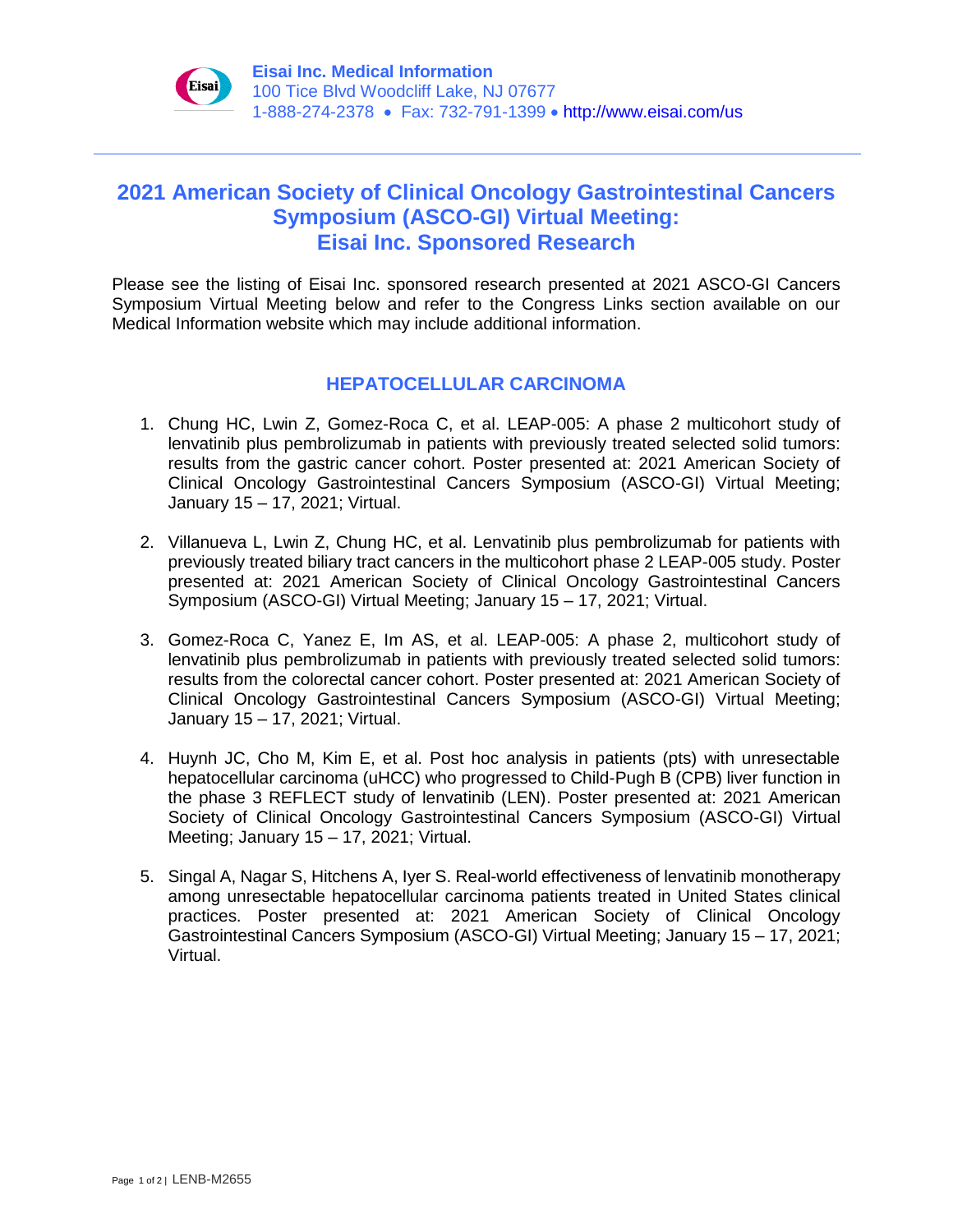**Eisai Inc. Medical Information**
100 Tice Blvd Woodcliff Lake, NJ 07677
1-888-274-2378 • Fax: 732-791-1399 • http://www.eisai.com/us

---

# 2021 American Society of Clinical Oncology Gastrointestinal Cancers Symposium (ASCO-GI) Virtual Meeting: Eisai Inc. Sponsored Research

Please see the listing of Eisai Inc. sponsored research presented at 2021 ASCO-GI Cancers Symposium Virtual Meeting below and refer to the Congress Links section available on our Medical Information website which may include additional information.

## HEPATOCELLULAR CARCINOMA

1. Chung HC, Lwin Z, Gomez-Roca C, et al. LEAP-005: A phase 2 multicohort study of lenvatinib plus pembrolizumab in patients with previously treated selected solid tumors: results from the gastric cancer cohort. Poster presented at: 2021 American Society of Clinical Oncology Gastrointestinal Cancers Symposium (ASCO-GI) Virtual Meeting; January 15 – 17, 2021; Virtual.

2. Villanueva L, Lwin Z, Chung HC, et al. Lenvatinib plus pembrolizumab for patients with previously treated biliary tract cancers in the multicohort phase 2 LEAP-005 study. Poster presented at: 2021 American Society of Clinical Oncology Gastrointestinal Cancers Symposium (ASCO-GI) Virtual Meeting; January 15 – 17, 2021; Virtual.

3. Gomez-Roca C, Yanez E, Im AS, et al. LEAP-005: A phase 2, multicohort study of lenvatinib plus pembrolizumab in patients with previously treated selected solid tumors: results from the colorectal cancer cohort. Poster presented at: 2021 American Society of Clinical Oncology Gastrointestinal Cancers Symposium (ASCO-GI) Virtual Meeting; January 15 – 17, 2021; Virtual.

4. Huynh JC, Cho M, Kim E, et al. Post hoc analysis in patients (pts) with unresectable hepatocellular carcinoma (uHCC) who progressed to Child-Pugh B (CPB) liver function in the phase 3 REFLECT study of lenvatinib (LEN). Poster presented at: 2021 American Society of Clinical Oncology Gastrointestinal Cancers Symposium (ASCO-GI) Virtual Meeting; January 15 – 17, 2021; Virtual.

5. Singal A, Nagar S, Hitchens A, Iyer S. Real-world effectiveness of lenvatinib monotherapy among unresectable hepatocellular carcinoma patients treated in United States clinical practices. Poster presented at: 2021 American Society of Clinical Oncology Gastrointestinal Cancers Symposium (ASCO-GI) Virtual Meeting; January 15 – 17, 2021; Virtual.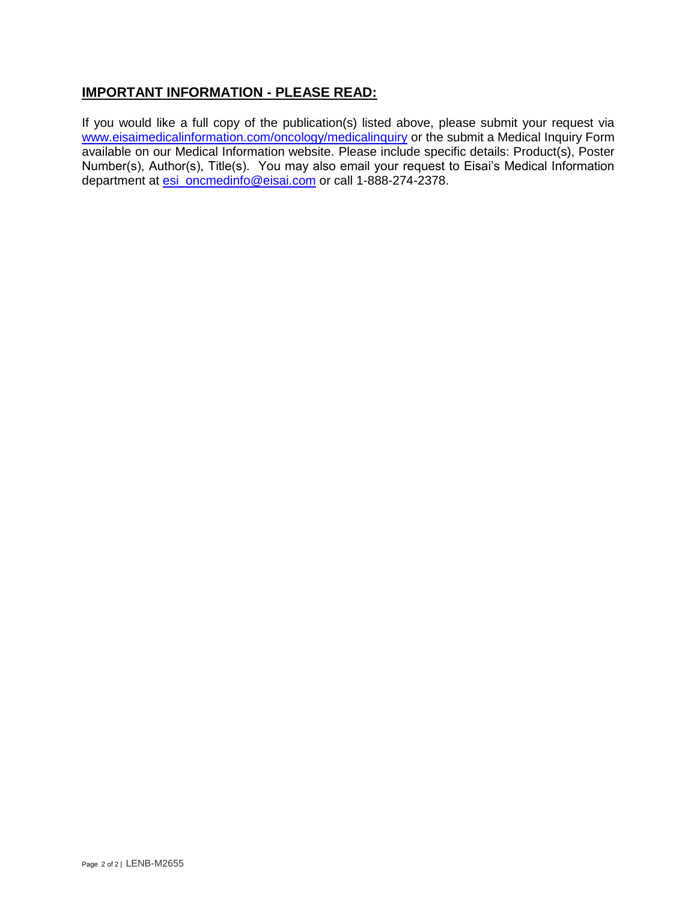## **IMPORTANT INFORMATION - PLEASE READ:**

If you would like a full copy of the publication(s) listed above, please submit your request via www.eisaimedicalinformation.com/oncology/medicalinquiry or the submit a Medical Inquiry Form available on our Medical Information website. Please include specific details: Product(s), Poster Number(s), Author(s), Title(s). You may also email your request to Eisai's Medical Information department at esi_oncmedinfo@eisai.com or call 1-888-274-2378.